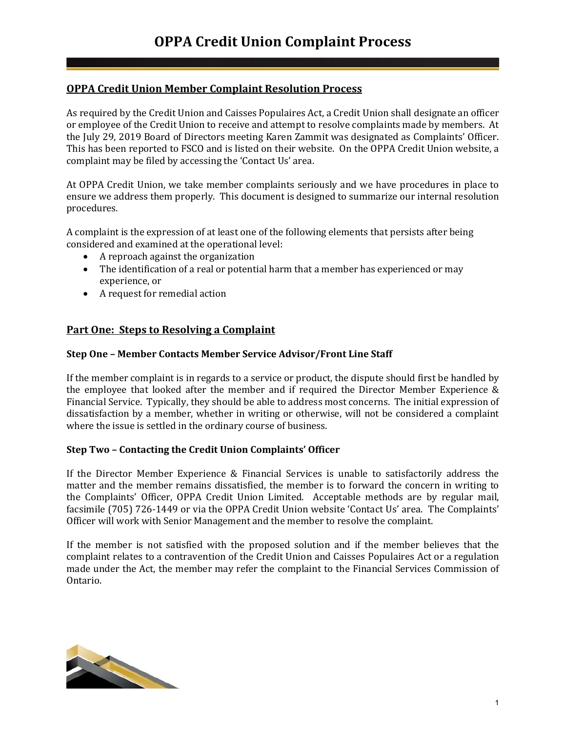# OPPA Credit Union Complaint Process

## OPPA Credit Union Member Complaint Resolution Process

As required by the Credit Union and Caisses Populaires Act, a Credit Union shall designate an officer or employee of the Credit Union to receive and attempt to resolve complaints made by members. At the July 29, 2019 Board of Directors meeting Karen Zammit was designated as Complaints' Officer. This has been reported to FSCO and is listed on their website. On the OPPA Credit Union website, a complaint may be filed by accessing the 'Contact Us' area.

At OPPA Credit Union, we take member complaints seriously and we have procedures in place to ensure we address them properly. This document is designed to summarize our internal resolution procedures.

A complaint is the expression of at least one of the following elements that persists after being considered and examined at the operational level:

- A reproach against the organization
- The identification of a real or potential harm that a member has experienced or may experience, or
- A request for remedial action

## Part One: Steps to Resolving a Complaint

### Step One – Member Contacts Member Service Advisor/Front Line Staff

If the member complaint is in regards to a service or product, the dispute should first be handled by the employee that looked after the member and if required the Director Member Experience & Financial Service. Typically, they should be able to address most concerns. The initial expression of dissatisfaction by a member, whether in writing or otherwise, will not be considered a complaint where the issue is settled in the ordinary course of business.

### Step Two – Contacting the Credit Union Complaints' Officer

If the Director Member Experience & Financial Services is unable to satisfactorily address the matter and the member remains dissatisfied, the member is to forward the concern in writing to the Complaints' Officer, OPPA Credit Union Limited. Acceptable methods are by regular mail, facsimile (705) 726-1449 or via the OPPA Credit Union website 'Contact Us' area. The Complaints' Officer will work with Senior Management and the member to resolve the complaint.

If the member is not satisfied with the proposed solution and if the member believes that the complaint relates to a contravention of the Credit Union and Caisses Populaires Act or a regulation made under the Act, the member may refer the complaint to the Financial Services Commission of Ontario.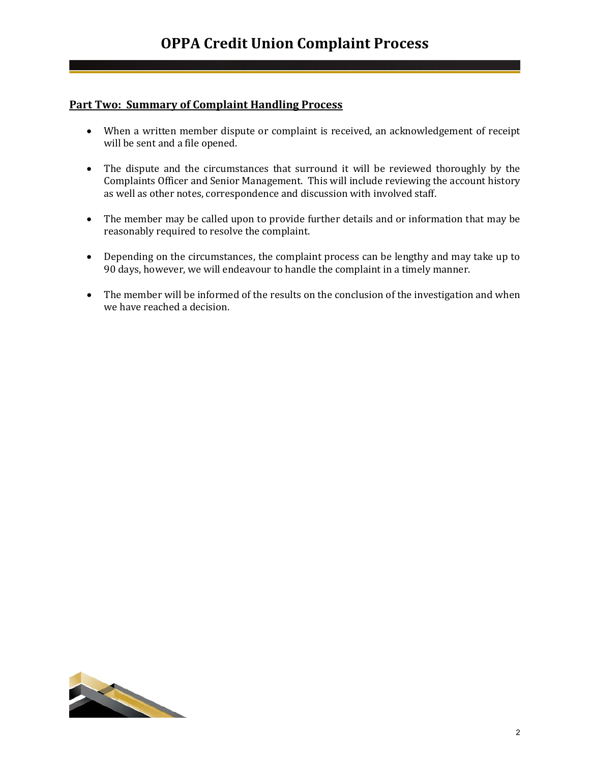# OPPA Credit Union Complaint Process

## Part Two: Summary of Complaint Handling Process

- When a written member dispute or complaint is received, an acknowledgement of receipt will be sent and a file opened.
- The dispute and the circumstances that surround it will be reviewed thoroughly by the Complaints Officer and Senior Management. This will include reviewing the account history as well as other notes, correspondence and discussion with involved staff.
- The member may be called upon to provide further details and or information that may be reasonably required to resolve the complaint.
- Depending on the circumstances, the complaint process can be lengthy and may take up to 90 days, however, we will endeavour to handle the complaint in a timely manner.
- The member will be informed of the results on the conclusion of the investigation and when we have reached a decision.